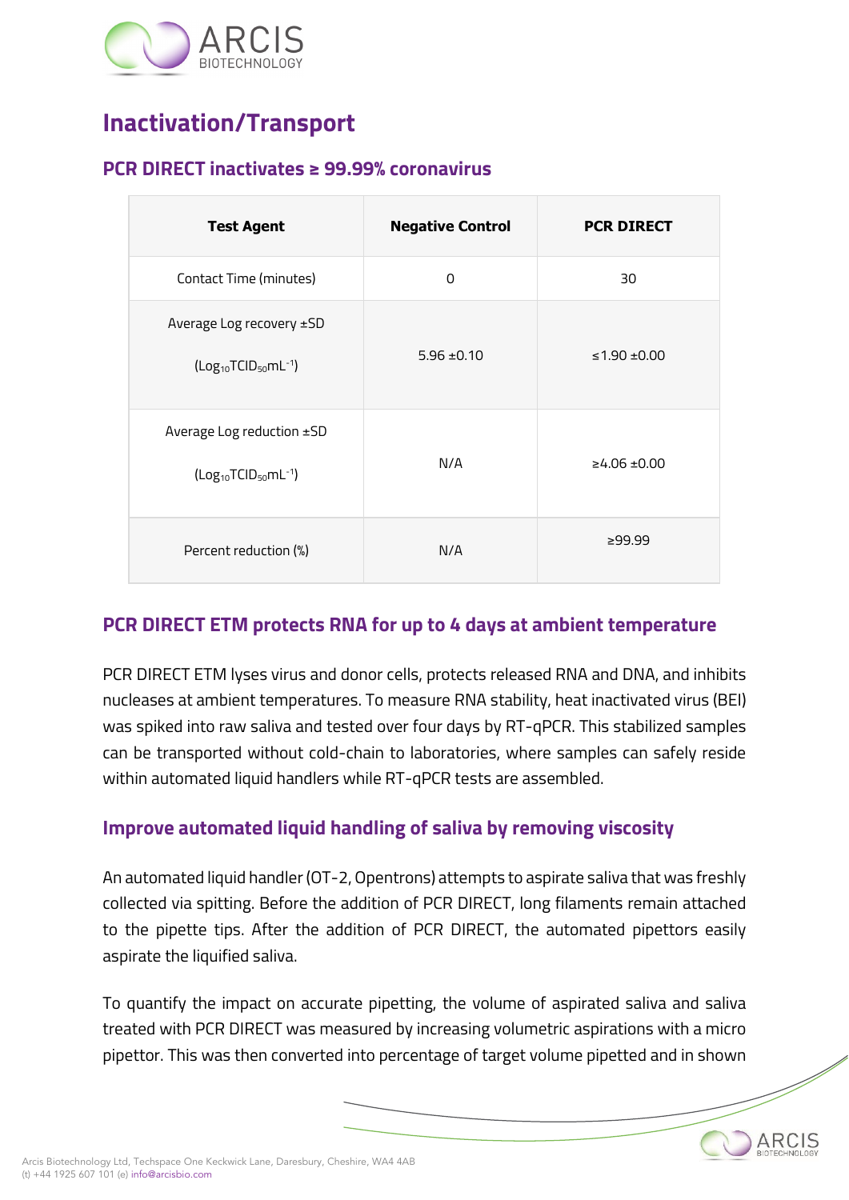# Inactivation/Transport

## PCR DIRECT inactivates ≥ 99.99% coronavirus

| Test Agent | Negative Control | PCR DIRECT |
| --- | --- | --- |
| Contact Time (minutes) | 0 | 30 |
| Average Log recovery ±SD ($Log_{10}TCID_{50}mL^{-1}$) | 5.96 ±0.10 | ≤1.90 ±0.00 |
| Average Log reduction ±SD ($Log_{10}TCID_{50}mL^{-1}$) | N/A | ≥4.06 ±0.00 |
| Percent reduction (%) | N/A | ≥99.99 |

## PCR DIRECT ETM protects RNA for up to 4 days at ambient temperature

PCR DIRECT ETM lyses virus and donor cells, protects released RNA and DNA, and inhibits nucleases at ambient temperatures. To measure RNA stability, heat inactivated virus (BEI) was spiked into raw saliva and tested over four days by RT-qPCR. This stabilized samples can be transported without cold-chain to laboratories, where samples can safely reside within automated liquid handlers while RT-qPCR tests are assembled.

## Improve automated liquid handling of saliva by removing viscosity

An automated liquid handler (OT-2, Opentrons) attempts to aspirate saliva that was freshly collected via spitting. Before the addition of PCR DIRECT, long filaments remain attached to the pipette tips. After the addition of PCR DIRECT, the automated pipettors easily aspirate the liquified saliva.

To quantify the impact on accurate pipetting, the volume of aspirated saliva and saliva treated with PCR DIRECT was measured by increasing volumetric aspirations with a micro pipettor. This was then converted into percentage of target volume pipetted and in shown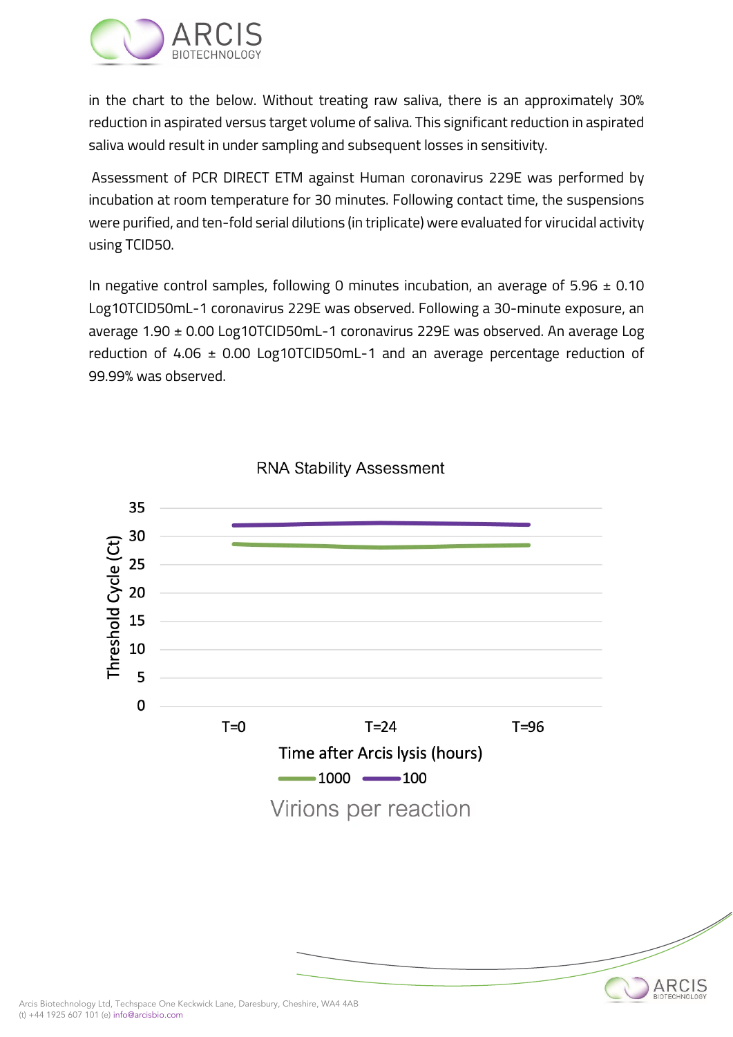in the chart to the below. Without treating raw saliva, there is an approximately 30% reduction in aspirated versus target volume of saliva. This significant reduction in aspirated saliva would result in under sampling and subsequent losses in sensitivity.

Assessment of PCR DIRECT ETM against Human coronavirus 229E was performed by incubation at room temperature for 30 minutes. Following contact time, the suspensions were purified, and ten-fold serial dilutions (in triplicate) were evaluated for virucidal activity using TCID50.

In negative control samples, following 0 minutes incubation, an average of 5.96 ± 0.10 Log10TCID50mL-1 coronavirus 229E was observed. Following a 30-minute exposure, an average 1.90 ± 0.00 Log10TCID50mL-1 coronavirus 229E was observed. An average Log reduction of 4.06 ± 0.00 Log10TCID50mL-1 and an average percentage reduction of 99.99% was observed.

RNA Stability Assessment

Threshold Cycle (Ct)

Time after Arcis lysis (hours): T=0, T=24, T=96

1000 — 100

Virions per reaction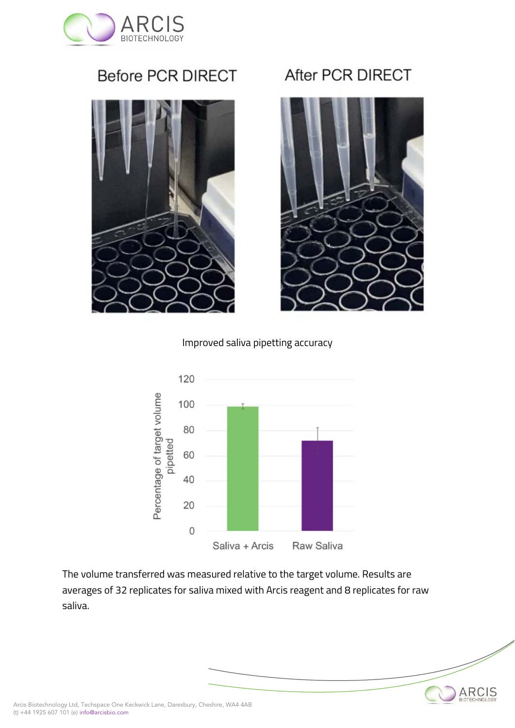Before PCR DIRECT

After PCR DIRECT

Improved saliva pipetting accuracy

The volume transferred was measured relative to the target volume. Results are averages of 32 replicates for saliva mixed with Arcis reagent and 8 replicates for raw saliva.